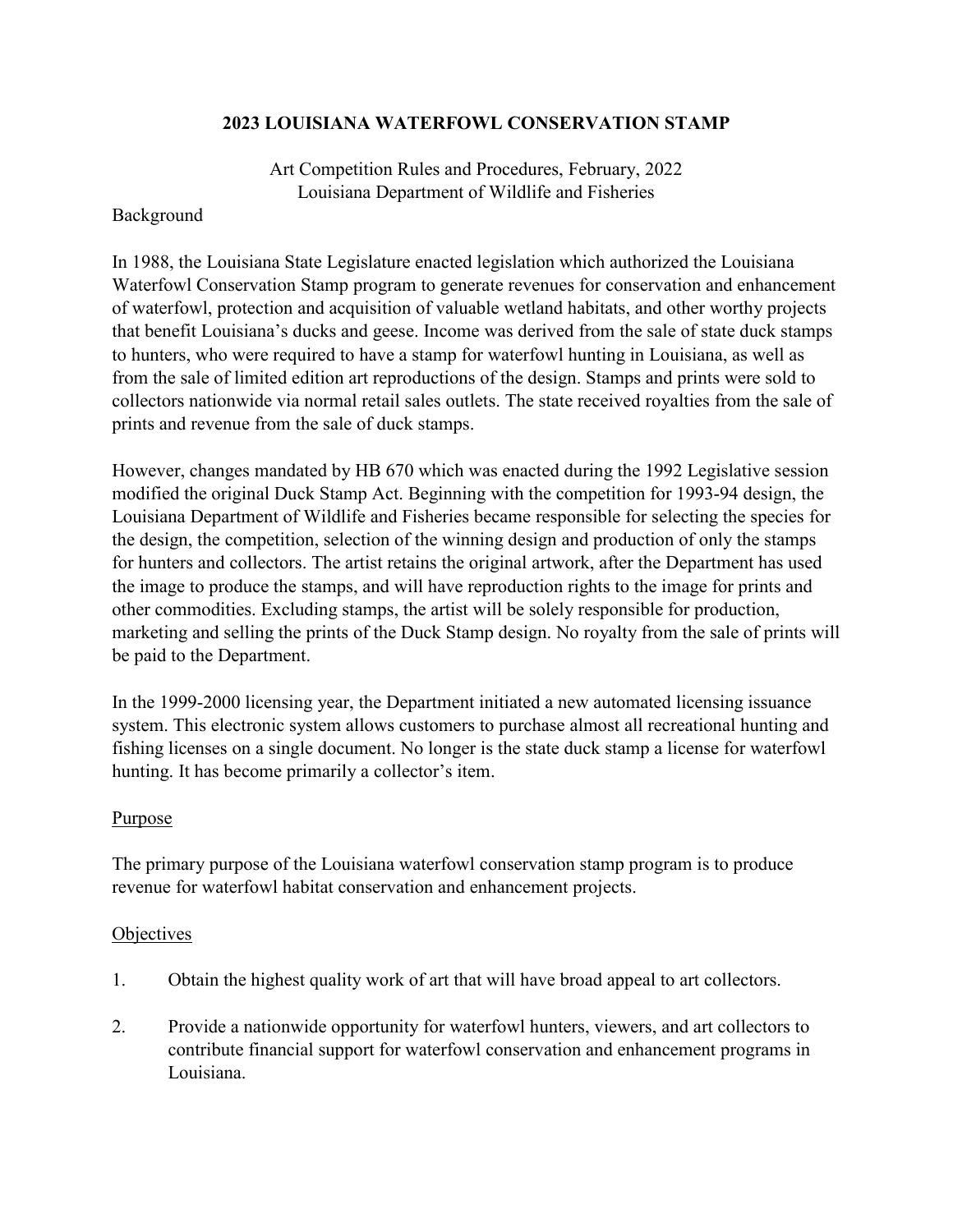# 2023 LOUISIANA WATERFOWL CONSERVATION STAMP

Art Competition Rules and Procedures, February, 2022
Louisiana Department of Wildlife and Fisheries

Background

In 1988, the Louisiana State Legislature enacted legislation which authorized the Louisiana Waterfowl Conservation Stamp program to generate revenues for conservation and enhancement of waterfowl, protection and acquisition of valuable wetland habitats, and other worthy projects that benefit Louisiana's ducks and geese. Income was derived from the sale of state duck stamps to hunters, who were required to have a stamp for waterfowl hunting in Louisiana, as well as from the sale of limited edition art reproductions of the design. Stamps and prints were sold to collectors nationwide via normal retail sales outlets. The state received royalties from the sale of prints and revenue from the sale of duck stamps.

However, changes mandated by HB 670 which was enacted during the 1992 Legislative session modified the original Duck Stamp Act. Beginning with the competition for 1993-94 design, the Louisiana Department of Wildlife and Fisheries became responsible for selecting the species for the design, the competition, selection of the winning design and production of only the stamps for hunters and collectors. The artist retains the original artwork, after the Department has used the image to produce the stamps, and will have reproduction rights to the image for prints and other commodities. Excluding stamps, the artist will be solely responsible for production, marketing and selling the prints of the Duck Stamp design. No royalty from the sale of prints will be paid to the Department.

In the 1999-2000 licensing year, the Department initiated a new automated licensing issuance system. This electronic system allows customers to purchase almost all recreational hunting and fishing licenses on a single document. No longer is the state duck stamp a license for waterfowl hunting. It has become primarily a collector's item.

## Purpose

The primary purpose of the Louisiana waterfowl conservation stamp program is to produce revenue for waterfowl habitat conservation and enhancement projects.

## Objectives

1. Obtain the highest quality work of art that will have broad appeal to art collectors.

2. Provide a nationwide opportunity for waterfowl hunters, viewers, and art collectors to contribute financial support for waterfowl conservation and enhancement programs in Louisiana.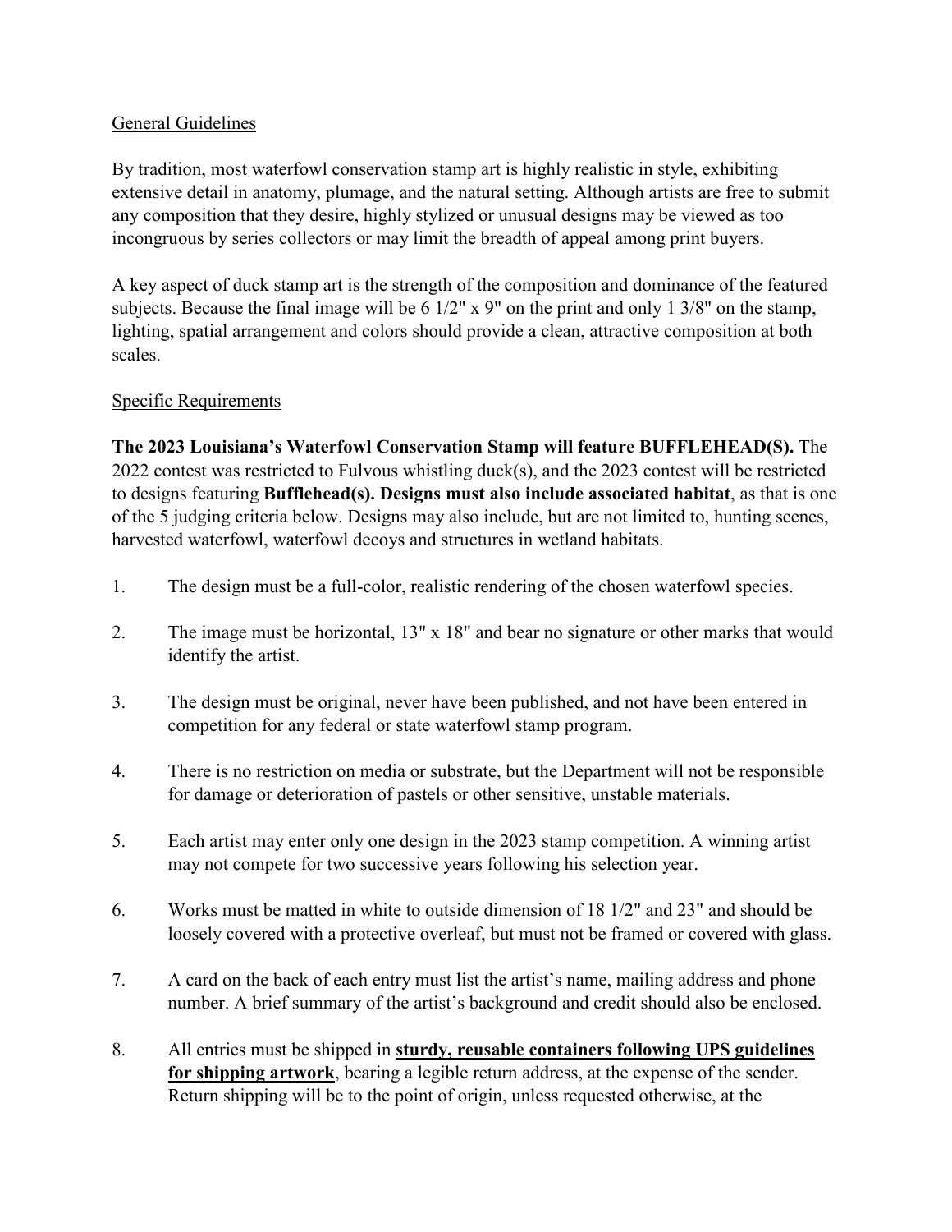General Guidelines

By tradition, most waterfowl conservation stamp art is highly realistic in style, exhibiting extensive detail in anatomy, plumage, and the natural setting. Although artists are free to submit any composition that they desire, highly stylized or unusual designs may be viewed as too incongruous by series collectors or may limit the breadth of appeal among print buyers.

A key aspect of duck stamp art is the strength of the composition and dominance of the featured subjects. Because the final image will be 6 1/2" x 9" on the print and only 1 3/8" on the stamp, lighting, spatial arrangement and colors should provide a clean, attractive composition at both scales.

Specific Requirements

**The 2023 Louisiana's Waterfowl Conservation Stamp will feature BUFFLEHEAD(S).** The 2022 contest was restricted to Fulvous whistling duck(s), and the 2023 contest will be restricted to designs featuring **Bufflehead(s). Designs must also include associated habitat**, as that is one of the 5 judging criteria below. Designs may also include, but are not limited to, hunting scenes, harvested waterfowl, waterfowl decoys and structures in wetland habitats.

1. The design must be a full-color, realistic rendering of the chosen waterfowl species.

2. The image must be horizontal, 13" x 18" and bear no signature or other marks that would identify the artist.

3. The design must be original, never have been published, and not have been entered in competition for any federal or state waterfowl stamp program.

4. There is no restriction on media or substrate, but the Department will not be responsible for damage or deterioration of pastels or other sensitive, unstable materials.

5. Each artist may enter only one design in the 2023 stamp competition. A winning artist may not compete for two successive years following his selection year.

6. Works must be matted in white to outside dimension of 18 1/2" and 23" and should be loosely covered with a protective overleaf, but must not be framed or covered with glass.

7. A card on the back of each entry must list the artist's name, mailing address and phone number. A brief summary of the artist's background and credit should also be enclosed.

8. All entries must be shipped in **sturdy, reusable containers following UPS guidelines for shipping artwork**, bearing a legible return address, at the expense of the sender. Return shipping will be to the point of origin, unless requested otherwise, at the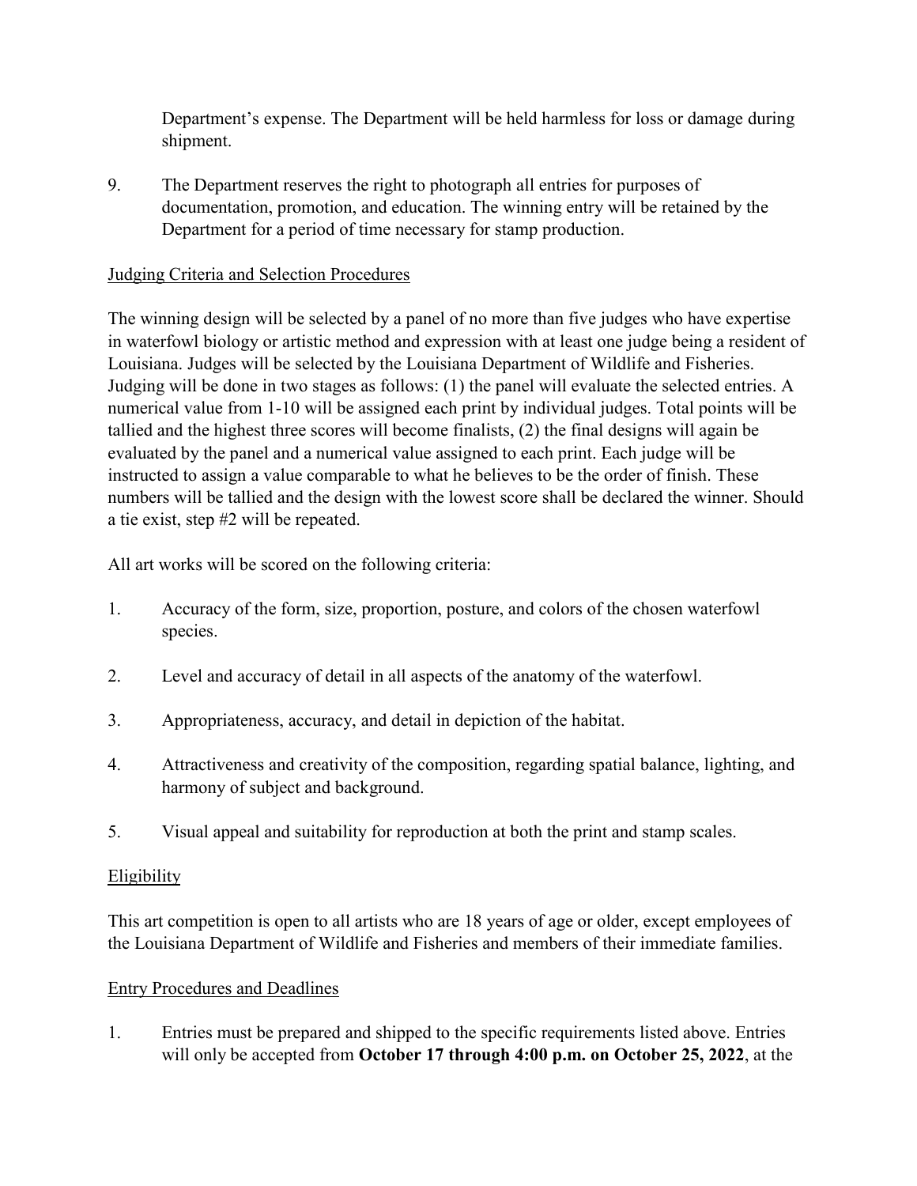Department's expense. The Department will be held harmless for loss or damage during shipment.

9. The Department reserves the right to photograph all entries for purposes of documentation, promotion, and education. The winning entry will be retained by the Department for a period of time necessary for stamp production.

<u>Judging Criteria and Selection Procedures</u>

The winning design will be selected by a panel of no more than five judges who have expertise in waterfowl biology or artistic method and expression with at least one judge being a resident of Louisiana. Judges will be selected by the Louisiana Department of Wildlife and Fisheries. Judging will be done in two stages as follows: (1) the panel will evaluate the selected entries. A numerical value from 1-10 will be assigned each print by individual judges. Total points will be tallied and the highest three scores will become finalists, (2) the final designs will again be evaluated by the panel and a numerical value assigned to each print. Each judge will be instructed to assign a value comparable to what he believes to be the order of finish. These numbers will be tallied and the design with the lowest score shall be declared the winner. Should a tie exist, step #2 will be repeated.

All art works will be scored on the following criteria:

1. Accuracy of the form, size, proportion, posture, and colors of the chosen waterfowl species.

2. Level and accuracy of detail in all aspects of the anatomy of the waterfowl.

3. Appropriateness, accuracy, and detail in depiction of the habitat.

4. Attractiveness and creativity of the composition, regarding spatial balance, lighting, and harmony of subject and background.

5. Visual appeal and suitability for reproduction at both the print and stamp scales.

<u>Eligibility</u>

This art competition is open to all artists who are 18 years of age or older, except employees of the Louisiana Department of Wildlife and Fisheries and members of their immediate families.

<u>Entry Procedures and Deadlines</u>

1. Entries must be prepared and shipped to the specific requirements listed above. Entries will only be accepted from **October 17 through 4:00 p.m. on October 25, 2022**, at the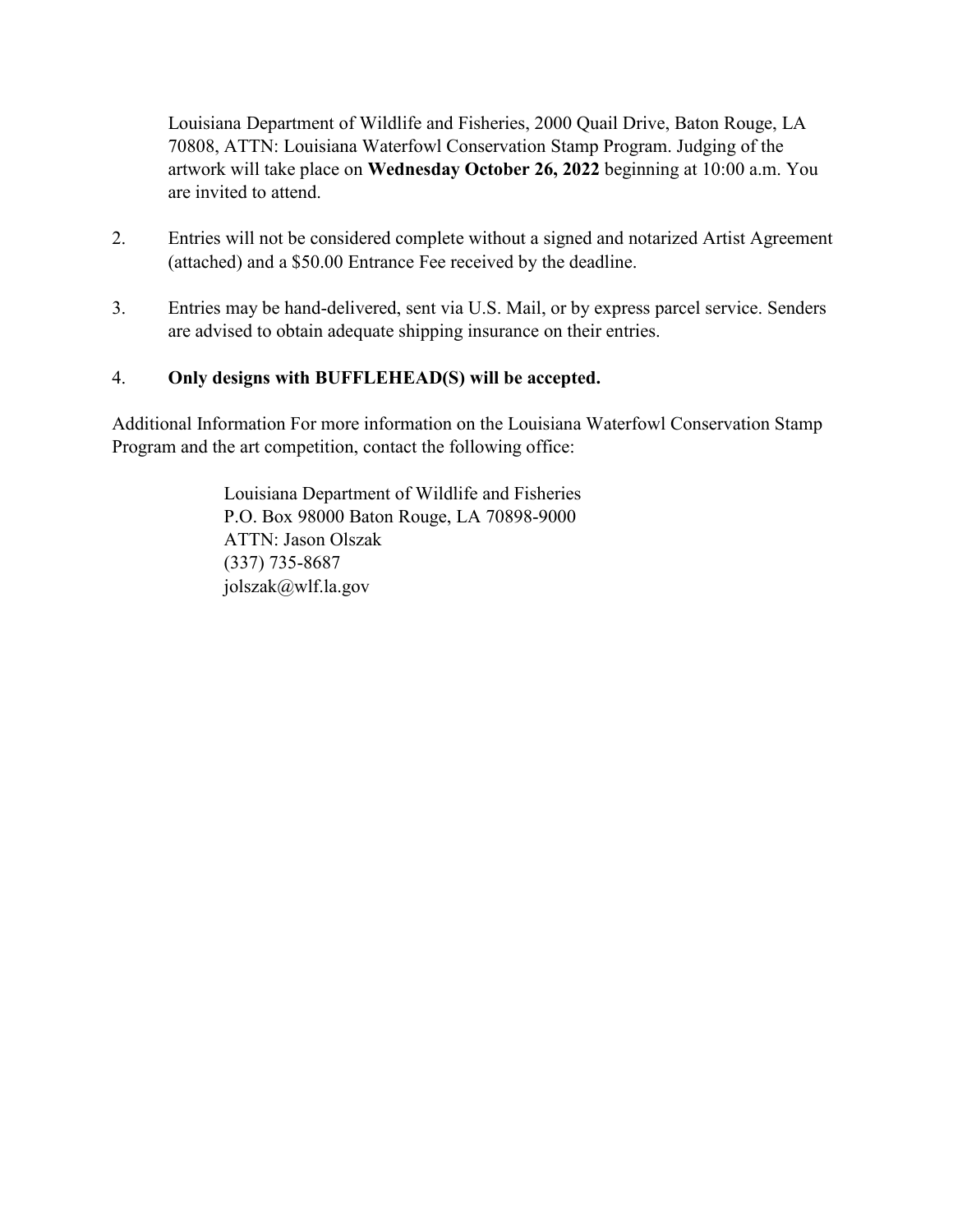Louisiana Department of Wildlife and Fisheries, 2000 Quail Drive, Baton Rouge, LA 70808, ATTN: Louisiana Waterfowl Conservation Stamp Program. Judging of the artwork will take place on **Wednesday October 26, 2022** beginning at 10:00 a.m. You are invited to attend.

2. Entries will not be considered complete without a signed and notarized Artist Agreement (attached) and a $50.00 Entrance Fee received by the deadline.

3. Entries may be hand-delivered, sent via U.S. Mail, or by express parcel service. Senders are advised to obtain adequate shipping insurance on their entries.

4. **Only designs with BUFFLEHEAD(S) will be accepted.**

Additional Information For more information on the Louisiana Waterfowl Conservation Stamp Program and the art competition, contact the following office:

Louisiana Department of Wildlife and Fisheries
P.O. Box 98000 Baton Rouge, LA 70898-9000
ATTN: Jason Olszak
(337) 735-8687
jolszak@wlf.la.gov